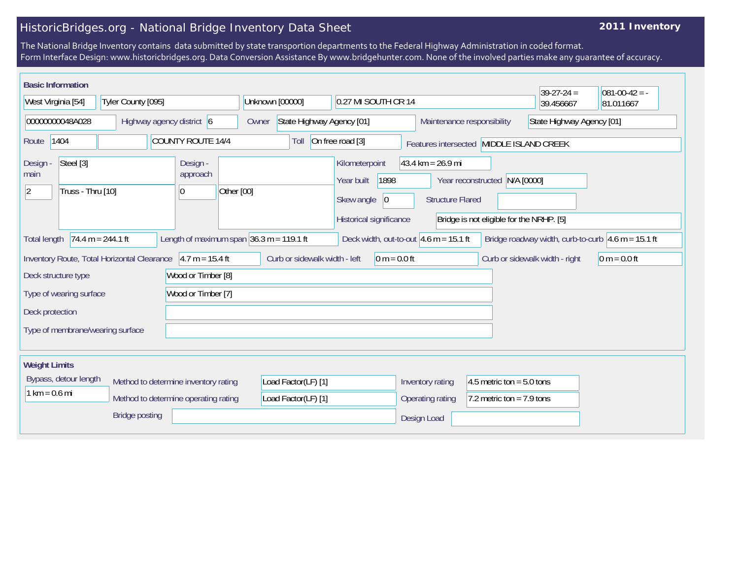# HistoricBridges.org - National Bridge Inventory Data Sheet

**2011 Inventory**

The National Bridge Inventory contains data submitted by state transportion departments to the Federal Highway Administration in coded format.
Form Interface Design: www.historicbridges.org. Data Conversion Assistance By www.bridgehunter.com. None of the involved parties make any guarantee of accuracy.

## Basic Information

| | |
|---|---|
| State | West Virginia [54] |
| County | Tyler County [095] |
| Place | Unknown [00000] |
| Location | 0.27 MI SOUTH CR 14 |
| Latitude | 39-27-24 = 39.456667 |
| Longitude | 081-00-42 = -81.011667 |
| Structure Number | 00000000048A028 |
| Highway agency district | 6 |
| Owner | State Highway Agency [01] |
| Maintenance responsibility | State Highway Agency [01] |
| Route | 1404 |
| Facility carried | COUNTY ROUTE 14/4 |
| Toll | On free road [3] |
| Features intersected | MIDDLE ISLAND CREEK |
| Design - main | Steel [3] |
| | 2 — Truss - Thru [10] |
| Design - approach | |
| | 0 — Other [00] |
| Kilometerpoint | 43.4 km = 26.9 mi |
| Year built | 1898 |
| Year reconstructed | N/A [0000] |
| Skew angle | 0 |
| Structure Flared | |
| Historical significance | Bridge is not eligible for the NRHP. [5] |
| Total length | 74.4 m = 244.1 ft |
| Length of maximum span | 36.3 m = 119.1 ft |
| Deck width, out-to-out | 4.6 m = 15.1 ft |
| Bridge roadway width, curb-to-curb | 4.6 m = 15.1 ft |
| Inventory Route, Total Horizontal Clearance | 4.7 m = 15.4 ft |
| Curb or sidewalk width - left | 0 m = 0.0 ft |
| Curb or sidewalk width - right | 0 m = 0.0 ft |
| Deck structure type | Wood or Timber [8] |
| Type of wearing surface | Wood or Timber [7] |
| Deck protection | |
| Type of membrane/wearing surface | |

## Weight Limits

| | |
|---|---|
| Bypass, detour length | 1 km = 0.6 mi |
| Method to determine inventory rating | Load Factor(LF) [1] |
| Method to determine operating rating | Load Factor(LF) [1] |
| Inventory rating | 4.5 metric ton = 5.0 tons |
| Operating rating | 7.2 metric ton = 7.9 tons |
| Bridge posting | |
| Design Load | |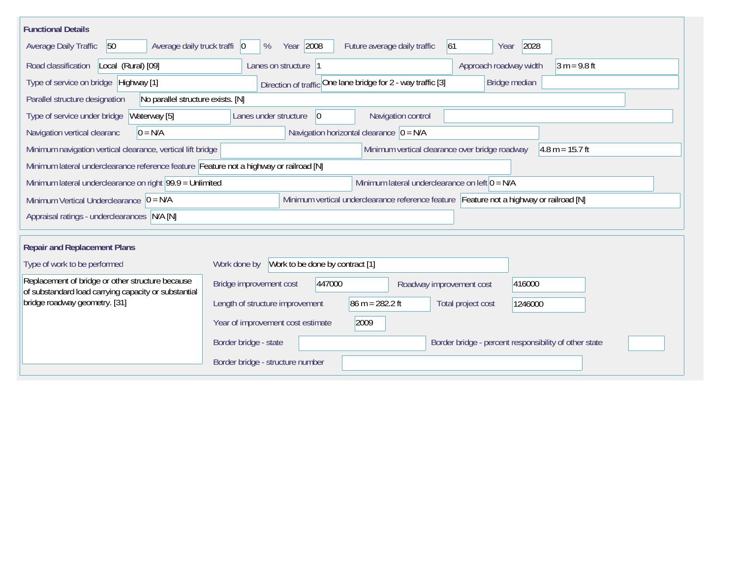## Functional Details

| Field | Value |
| --- | --- |
| Average Daily Traffic | 50 |
| Average daily truck traffi | 0 % |
| Year | 2008 |
| Future average daily traffic | 61 |
| Year | 2028 |
| Road classification | Local (Rural) [09] |
| Lanes on structure | 1 |
| Approach roadway width | 3 m = 9.8 ft |
| Type of service on bridge | Highway [1] |
| Direction of traffic | One lane bridge for 2 - way traffic [3] |
| Bridge median | |
| Parallel structure designation | No parallel structure exists. [N] |
| Type of service under bridge | Waterway [5] |
| Lanes under structure | 0 |
| Navigation control | |
| Navigation vertical clearanc | 0 = N/A |
| Navigation horizontal clearance | 0 = N/A |
| Minimum navigation vertical clearance, vertical lift bridge | |
| Minimum vertical clearance over bridge roadway | 4.8 m = 15.7 ft |
| Minimum lateral underclearance reference feature | Feature not a highway or railroad [N] |
| Minimum lateral underclearance on right | 99.9 = Unlimited |
| Minimum lateral underclearance on left | 0 = N/A |
| Minimum Vertical Underclearance | 0 = N/A |
| Minimum vertical underclearance reference feature | Feature not a highway or railroad [N] |
| Appraisal ratings - underclearances | N/A [N] |

## Repair and Replacement Plans

| Field | Value |
| --- | --- |
| Type of work to be performed | Replacement of bridge or other structure because of substandard load carrying capacity or substantial bridge roadway geometry. [31] |
| Work done by | Work to be done by contract [1] |
| Bridge improvement cost | 447000 |
| Roadway improvement cost | 416000 |
| Length of structure improvement | 86 m = 282.2 ft |
| Total project cost | 1246000 |
| Year of improvement cost estimate | 2009 |
| Border bridge - state | |
| Border bridge - percent responsibility of other state | |
| Border bridge - structure number | |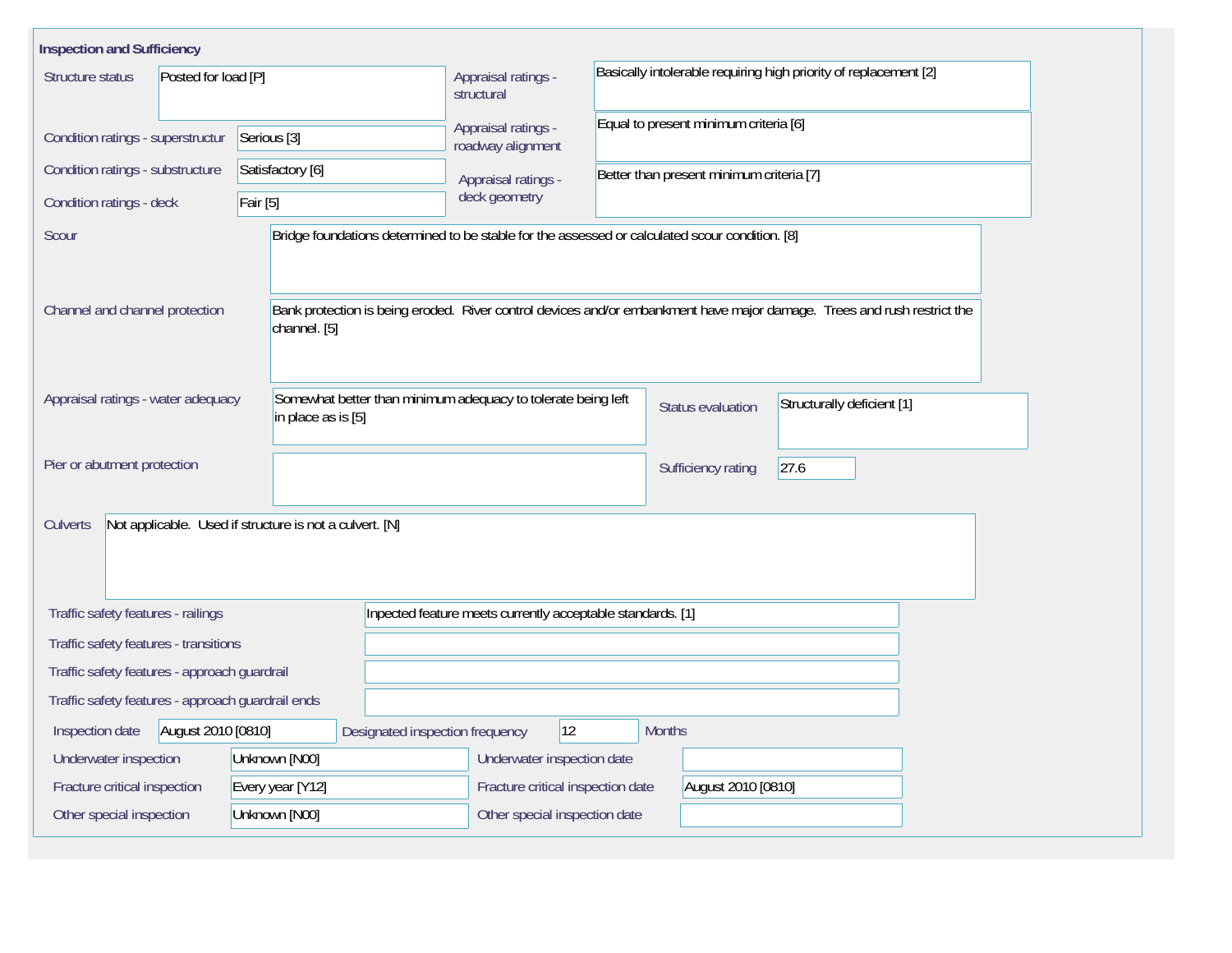## Inspection and Sufficiency

| Field | Value |
| --- | --- |
| Structure status | Posted for load [P] |
| Condition ratings - superstructur | Serious [3] |
| Condition ratings - substructure | Satisfactory [6] |
| Condition ratings - deck | Fair [5] |
| Appraisal ratings - structural | Basically intolerable requiring high priority of replacement [2] |
| Appraisal ratings - roadway alignment | Equal to present minimum criteria [6] |
| Appraisal ratings - deck geometry | Better than present minimum criteria [7] |
| Scour | Bridge foundations determined to be stable for the assessed or calculated scour condition. [8] |
| Channel and channel protection | Bank protection is being eroded.  River control devices and/or embankment have major damage.  Trees and rush restrict the channel. [5] |
| Appraisal ratings - water adequacy | Somewhat better than minimum adequacy to tolerate being left in place as is [5] |
| Status evaluation | Structurally deficient [1] |
| Pier or abutment protection | |
| Sufficiency rating | 27.6 |
| Culverts | Not applicable.  Used if structure is not a culvert. [N] |
| Traffic safety features - railings | Inpected feature meets currently acceptable standards. [1] |
| Traffic safety features - transitions | |
| Traffic safety features - approach guardrail | |
| Traffic safety features - approach guardrail ends | |
| Inspection date | August 2010 [0810] |
| Designated inspection frequency | 12 Months |
| Underwater inspection | Unknown [N00] |
| Underwater inspection date | |
| Fracture critical inspection | Every year [Y12] |
| Fracture critical inspection date | August 2010 [0810] |
| Other special inspection | Unknown [N00] |
| Other special inspection date | |